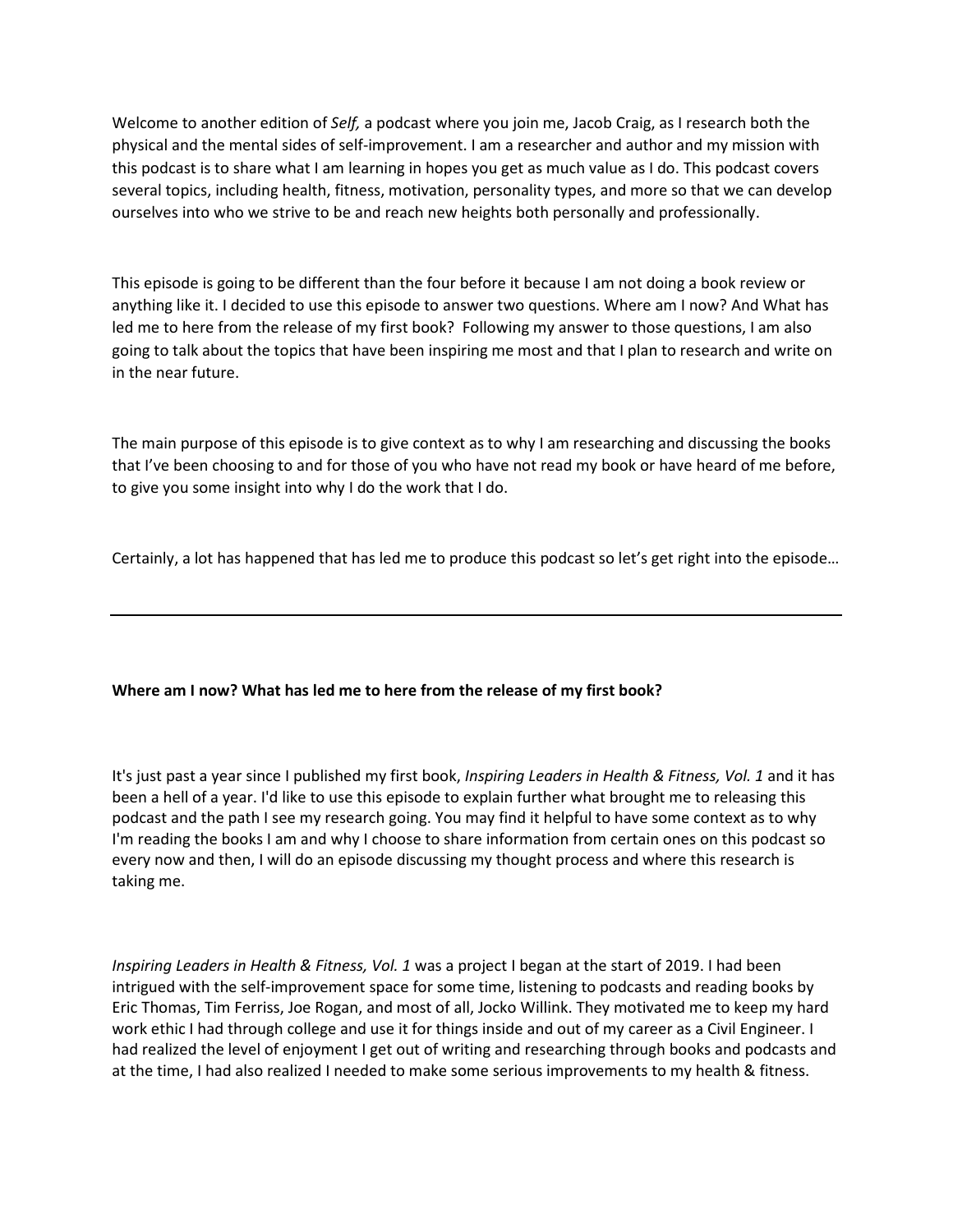Welcome to another edition of *Self,* a podcast where you join me, Jacob Craig, as I research both the physical and the mental sides of self-improvement. I am a researcher and author and my mission with this podcast is to share what I am learning in hopes you get as much value as I do. This podcast covers several topics, including health, fitness, motivation, personality types, and more so that we can develop ourselves into who we strive to be and reach new heights both personally and professionally.

This episode is going to be different than the four before it because I am not doing a book review or anything like it. I decided to use this episode to answer two questions. Where am I now? And What has led me to here from the release of my first book? Following my answer to those questions, I am also going to talk about the topics that have been inspiring me most and that I plan to research and write on in the near future.

The main purpose of this episode is to give context as to why I am researching and discussing the books that I've been choosing to and for those of you who have not read my book or have heard of me before, to give you some insight into why I do the work that I do.

Certainly, a lot has happened that has led me to produce this podcast so let's get right into the episode…

---

**Where am I now? What has led me to here from the release of my first book?**

It's just past a year since I published my first book, *Inspiring Leaders in Health & Fitness, Vol. 1* and it has been a hell of a year. I'd like to use this episode to explain further what brought me to releasing this podcast and the path I see my research going. You may find it helpful to have some context as to why I'm reading the books I am and why I choose to share information from certain ones on this podcast so every now and then, I will do an episode discussing my thought process and where this research is taking me.

*Inspiring Leaders in Health & Fitness, Vol. 1* was a project I began at the start of 2019. I had been intrigued with the self-improvement space for some time, listening to podcasts and reading books by Eric Thomas, Tim Ferriss, Joe Rogan, and most of all, Jocko Willink. They motivated me to keep my hard work ethic I had through college and use it for things inside and out of my career as a Civil Engineer. I had realized the level of enjoyment I get out of writing and researching through books and podcasts and at the time, I had also realized I needed to make some serious improvements to my health & fitness.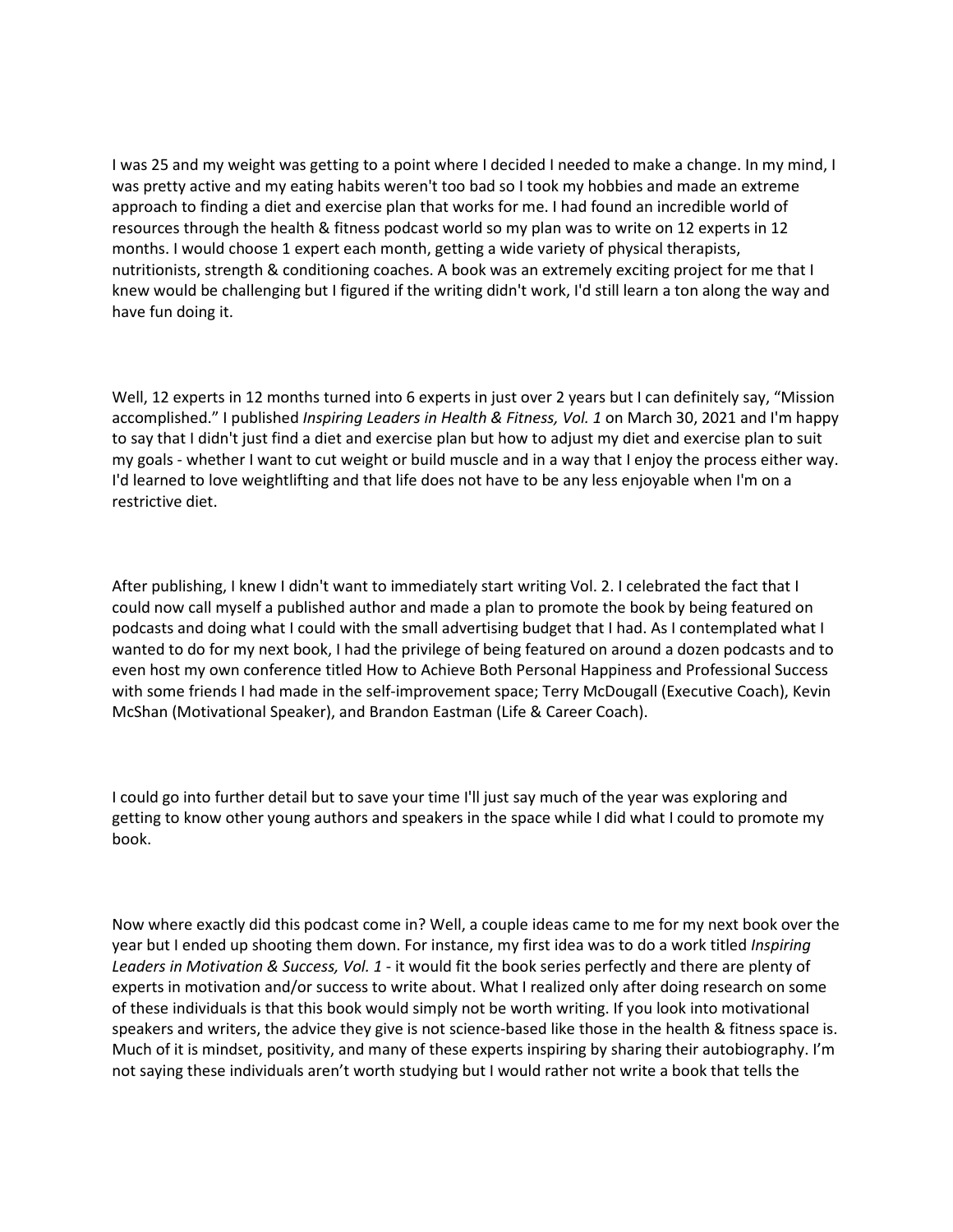I was 25 and my weight was getting to a point where I decided I needed to make a change. In my mind, I was pretty active and my eating habits weren't too bad so I took my hobbies and made an extreme approach to finding a diet and exercise plan that works for me. I had found an incredible world of resources through the health & fitness podcast world so my plan was to write on 12 experts in 12 months. I would choose 1 expert each month, getting a wide variety of physical therapists, nutritionists, strength & conditioning coaches. A book was an extremely exciting project for me that I knew would be challenging but I figured if the writing didn't work, I'd still learn a ton along the way and have fun doing it.

Well, 12 experts in 12 months turned into 6 experts in just over 2 years but I can definitely say, "Mission accomplished." I published *Inspiring Leaders in Health & Fitness, Vol. 1* on March 30, 2021 and I'm happy to say that I didn't just find a diet and exercise plan but how to adjust my diet and exercise plan to suit my goals - whether I want to cut weight or build muscle and in a way that I enjoy the process either way. I'd learned to love weightlifting and that life does not have to be any less enjoyable when I'm on a restrictive diet.

After publishing, I knew I didn't want to immediately start writing Vol. 2. I celebrated the fact that I could now call myself a published author and made a plan to promote the book by being featured on podcasts and doing what I could with the small advertising budget that I had. As I contemplated what I wanted to do for my next book, I had the privilege of being featured on around a dozen podcasts and to even host my own conference titled How to Achieve Both Personal Happiness and Professional Success with some friends I had made in the self-improvement space; Terry McDougall (Executive Coach), Kevin McShan (Motivational Speaker), and Brandon Eastman (Life & Career Coach).

I could go into further detail but to save your time I'll just say much of the year was exploring and getting to know other young authors and speakers in the space while I did what I could to promote my book.

Now where exactly did this podcast come in? Well, a couple ideas came to me for my next book over the year but I ended up shooting them down. For instance, my first idea was to do a work titled *Inspiring Leaders in Motivation & Success, Vol. 1* - it would fit the book series perfectly and there are plenty of experts in motivation and/or success to write about. What I realized only after doing research on some of these individuals is that this book would simply not be worth writing. If you look into motivational speakers and writers, the advice they give is not science-based like those in the health & fitness space is. Much of it is mindset, positivity, and many of these experts inspiring by sharing their autobiography. I'm not saying these individuals aren't worth studying but I would rather not write a book that tells the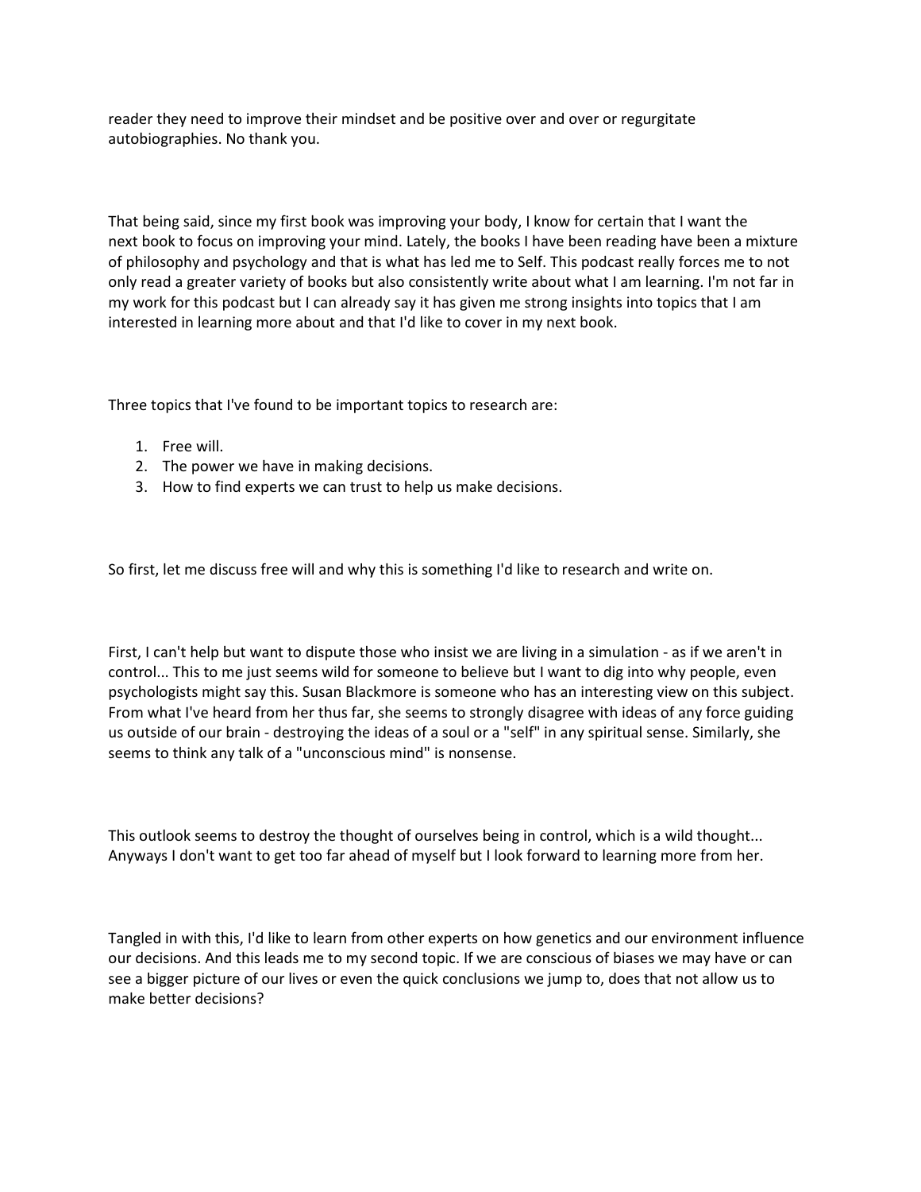reader they need to improve their mindset and be positive over and over or regurgitate autobiographies. No thank you.

That being said, since my first book was improving your body, I know for certain that I want the next book to focus on improving your mind. Lately, the books I have been reading have been a mixture of philosophy and psychology and that is what has led me to Self. This podcast really forces me to not only read a greater variety of books but also consistently write about what I am learning. I'm not far in my work for this podcast but I can already say it has given me strong insights into topics that I am interested in learning more about and that I'd like to cover in my next book.

Three topics that I've found to be important topics to research are:

1. Free will.
2. The power we have in making decisions.
3. How to find experts we can trust to help us make decisions.

So first, let me discuss free will and why this is something I'd like to research and write on.

First, I can't help but want to dispute those who insist we are living in a simulation - as if we aren't in control... This to me just seems wild for someone to believe but I want to dig into why people, even psychologists might say this. Susan Blackmore is someone who has an interesting view on this subject. From what I've heard from her thus far, she seems to strongly disagree with ideas of any force guiding us outside of our brain - destroying the ideas of a soul or a "self" in any spiritual sense. Similarly, she seems to think any talk of a "unconscious mind" is nonsense.

This outlook seems to destroy the thought of ourselves being in control, which is a wild thought... Anyways I don't want to get too far ahead of myself but I look forward to learning more from her.

Tangled in with this, I'd like to learn from other experts on how genetics and our environment influence our decisions. And this leads me to my second topic. If we are conscious of biases we may have or can see a bigger picture of our lives or even the quick conclusions we jump to, does that not allow us to make better decisions?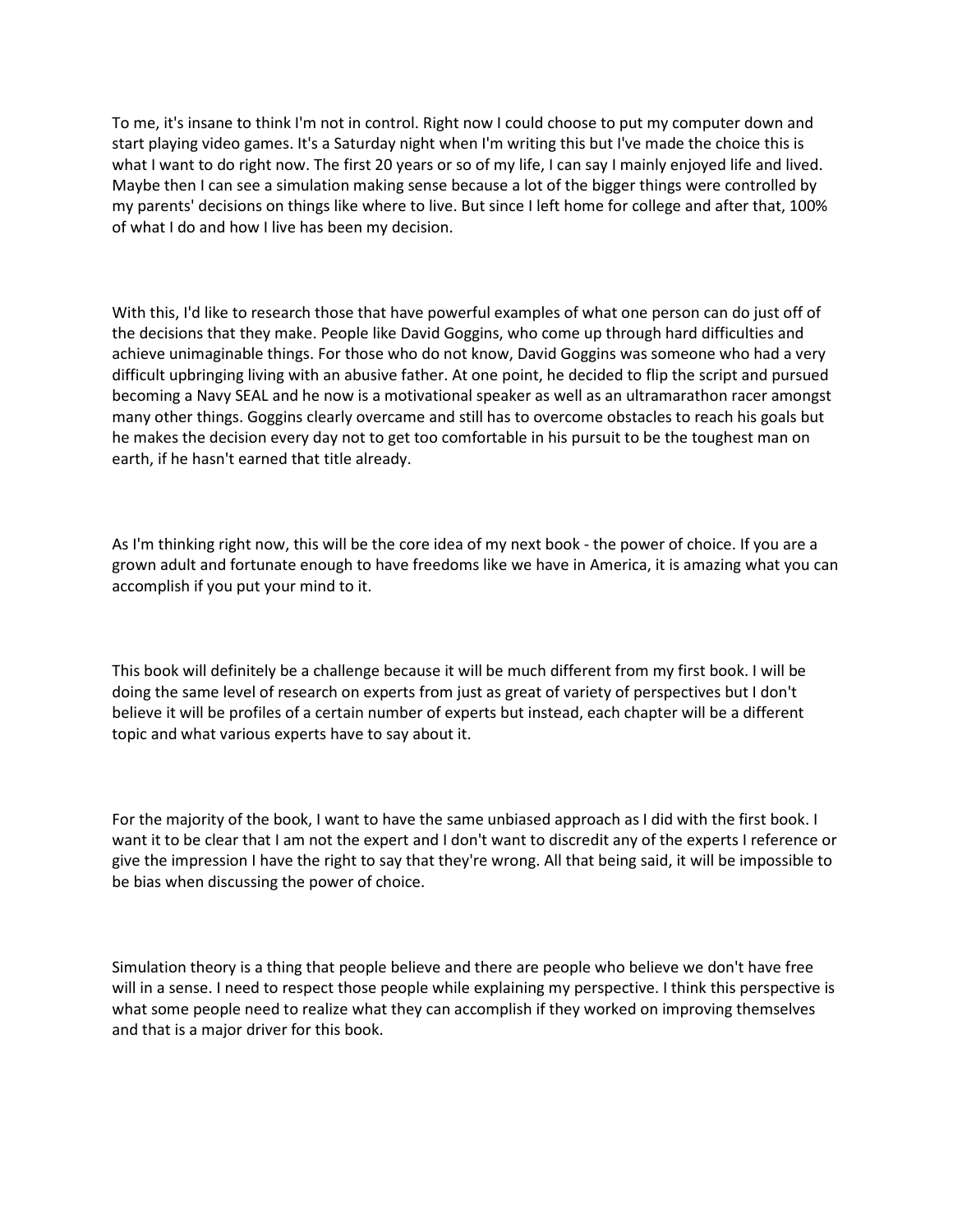To me, it's insane to think I'm not in control. Right now I could choose to put my computer down and start playing video games. It's a Saturday night when I'm writing this but I've made the choice this is what I want to do right now. The first 20 years or so of my life, I can say I mainly enjoyed life and lived. Maybe then I can see a simulation making sense because a lot of the bigger things were controlled by my parents' decisions on things like where to live. But since I left home for college and after that, 100% of what I do and how I live has been my decision.

With this, I'd like to research those that have powerful examples of what one person can do just off of the decisions that they make. People like David Goggins, who come up through hard difficulties and achieve unimaginable things. For those who do not know, David Goggins was someone who had a very difficult upbringing living with an abusive father. At one point, he decided to flip the script and pursued becoming a Navy SEAL and he now is a motivational speaker as well as an ultramarathon racer amongst many other things. Goggins clearly overcame and still has to overcome obstacles to reach his goals but he makes the decision every day not to get too comfortable in his pursuit to be the toughest man on earth, if he hasn't earned that title already.

As I'm thinking right now, this will be the core idea of my next book - the power of choice. If you are a grown adult and fortunate enough to have freedoms like we have in America, it is amazing what you can accomplish if you put your mind to it.

This book will definitely be a challenge because it will be much different from my first book. I will be doing the same level of research on experts from just as great of variety of perspectives but I don't believe it will be profiles of a certain number of experts but instead, each chapter will be a different topic and what various experts have to say about it.

For the majority of the book, I want to have the same unbiased approach as I did with the first book. I want it to be clear that I am not the expert and I don't want to discredit any of the experts I reference or give the impression I have the right to say that they're wrong. All that being said, it will be impossible to be bias when discussing the power of choice.

Simulation theory is a thing that people believe and there are people who believe we don't have free will in a sense. I need to respect those people while explaining my perspective. I think this perspective is what some people need to realize what they can accomplish if they worked on improving themselves and that is a major driver for this book.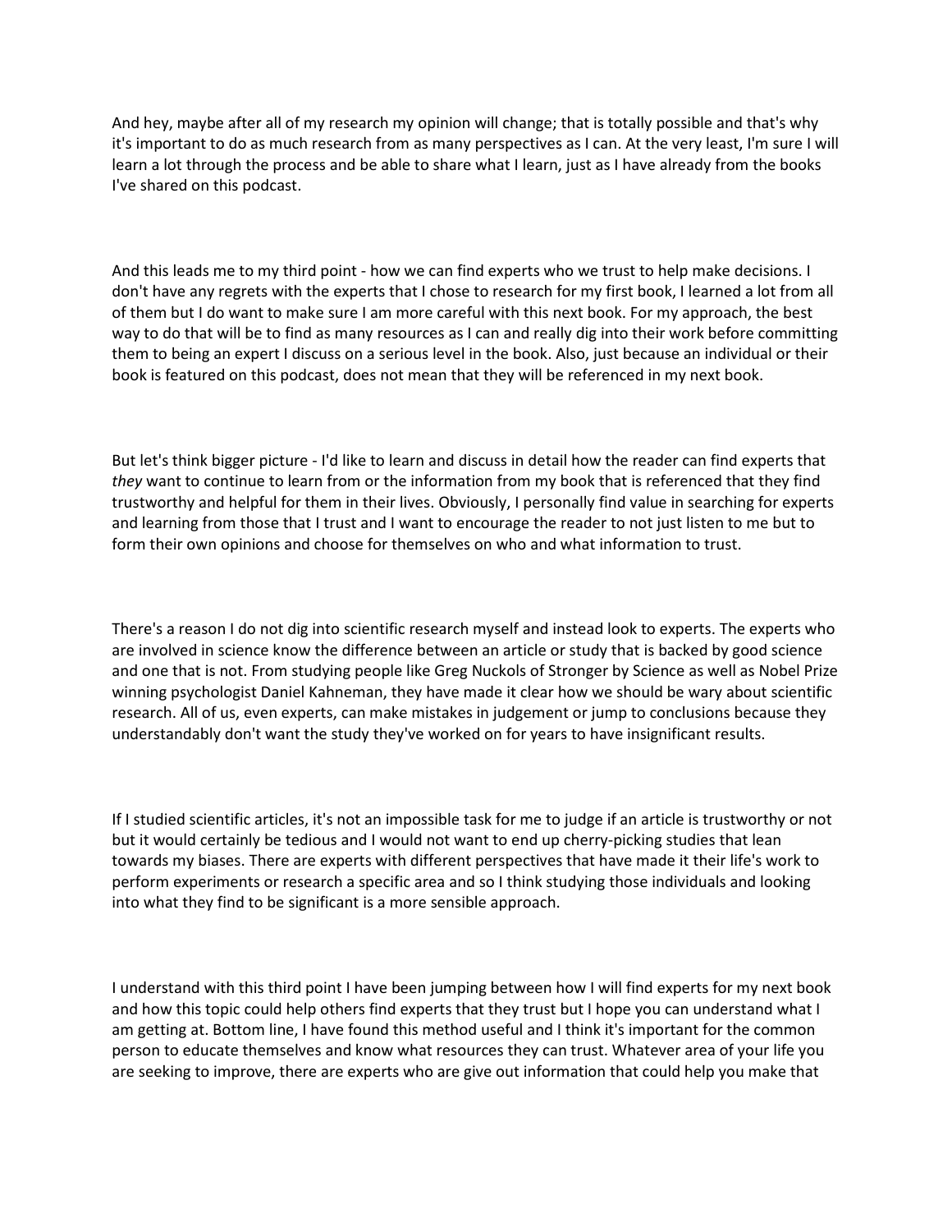And hey, maybe after all of my research my opinion will change; that is totally possible and that's why it's important to do as much research from as many perspectives as I can. At the very least, I'm sure I will learn a lot through the process and be able to share what I learn, just as I have already from the books I've shared on this podcast.

And this leads me to my third point - how we can find experts who we trust to help make decisions. I don't have any regrets with the experts that I chose to research for my first book, I learned a lot from all of them but I do want to make sure I am more careful with this next book. For my approach, the best way to do that will be to find as many resources as I can and really dig into their work before committing them to being an expert I discuss on a serious level in the book. Also, just because an individual or their book is featured on this podcast, does not mean that they will be referenced in my next book.

But let's think bigger picture - I'd like to learn and discuss in detail how the reader can find experts that *they* want to continue to learn from or the information from my book that is referenced that they find trustworthy and helpful for them in their lives. Obviously, I personally find value in searching for experts and learning from those that I trust and I want to encourage the reader to not just listen to me but to form their own opinions and choose for themselves on who and what information to trust.

There's a reason I do not dig into scientific research myself and instead look to experts. The experts who are involved in science know the difference between an article or study that is backed by good science and one that is not. From studying people like Greg Nuckols of Stronger by Science as well as Nobel Prize winning psychologist Daniel Kahneman, they have made it clear how we should be wary about scientific research. All of us, even experts, can make mistakes in judgement or jump to conclusions because they understandably don't want the study they've worked on for years to have insignificant results.

If I studied scientific articles, it's not an impossible task for me to judge if an article is trustworthy or not but it would certainly be tedious and I would not want to end up cherry-picking studies that lean towards my biases. There are experts with different perspectives that have made it their life's work to perform experiments or research a specific area and so I think studying those individuals and looking into what they find to be significant is a more sensible approach.

I understand with this third point I have been jumping between how I will find experts for my next book and how this topic could help others find experts that they trust but I hope you can understand what I am getting at. Bottom line, I have found this method useful and I think it's important for the common person to educate themselves and know what resources they can trust. Whatever area of your life you are seeking to improve, there are experts who are give out information that could help you make that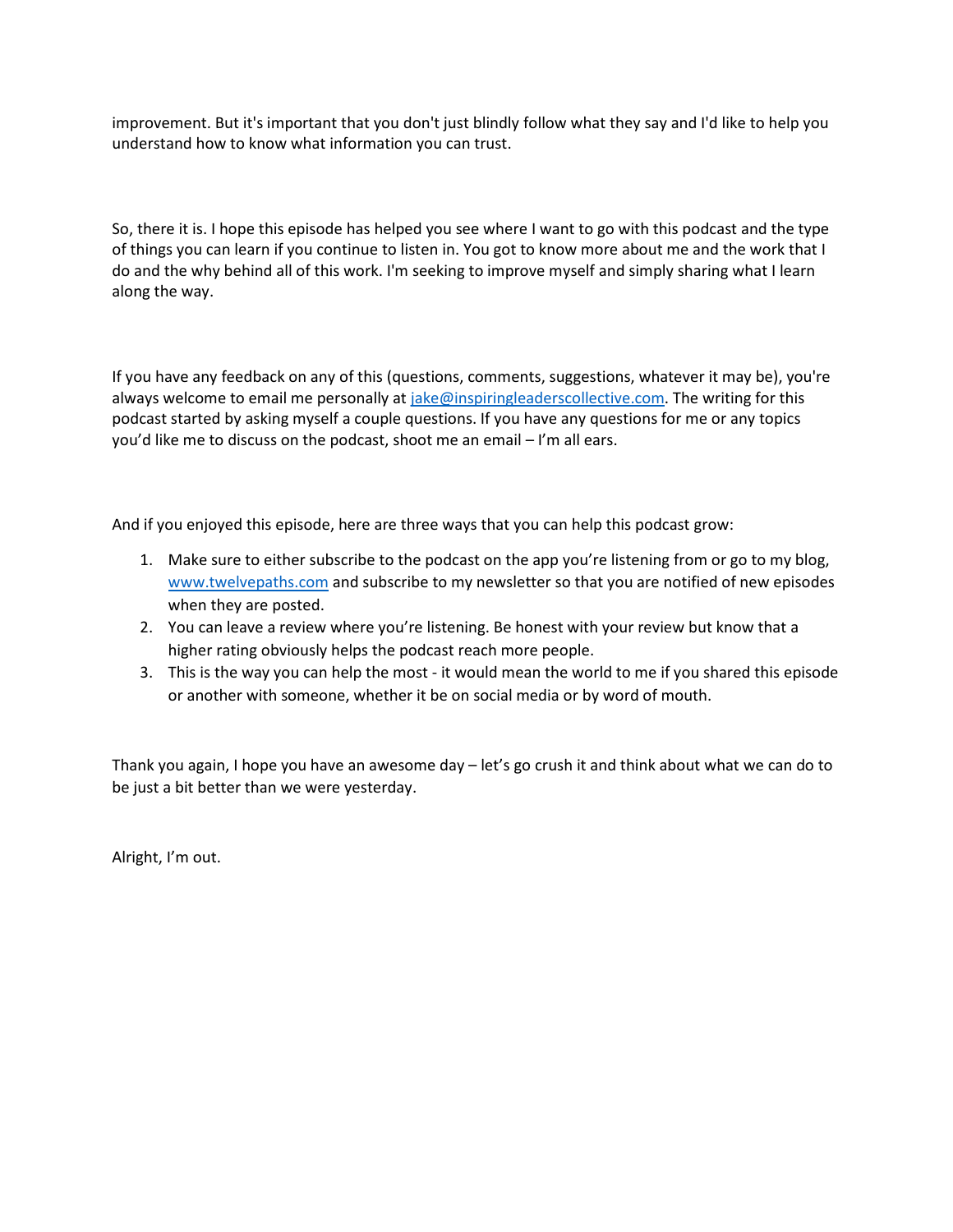improvement. But it's important that you don't just blindly follow what they say and I'd like to help you understand how to know what information you can trust.

So, there it is. I hope this episode has helped you see where I want to go with this podcast and the type of things you can learn if you continue to listen in. You got to know more about me and the work that I do and the why behind all of this work. I'm seeking to improve myself and simply sharing what I learn along the way.

If you have any feedback on any of this (questions, comments, suggestions, whatever it may be), you're always welcome to email me personally at [jake@inspiringleaderscollective.com](mailto:jake@inspiringleaderscollective.com). The writing for this podcast started by asking myself a couple questions. If you have any questions for me or any topics you'd like me to discuss on the podcast, shoot me an email – I'm all ears.

And if you enjoyed this episode, here are three ways that you can help this podcast grow:

1. Make sure to either subscribe to the podcast on the app you're listening from or go to my blog, [www.twelvepaths.com](http://www.twelvepaths.com) and subscribe to my newsletter so that you are notified of new episodes when they are posted.
2. You can leave a review where you're listening. Be honest with your review but know that a higher rating obviously helps the podcast reach more people.
3. This is the way you can help the most - it would mean the world to me if you shared this episode or another with someone, whether it be on social media or by word of mouth.

Thank you again, I hope you have an awesome day – let's go crush it and think about what we can do to be just a bit better than we were yesterday.

Alright, I'm out.